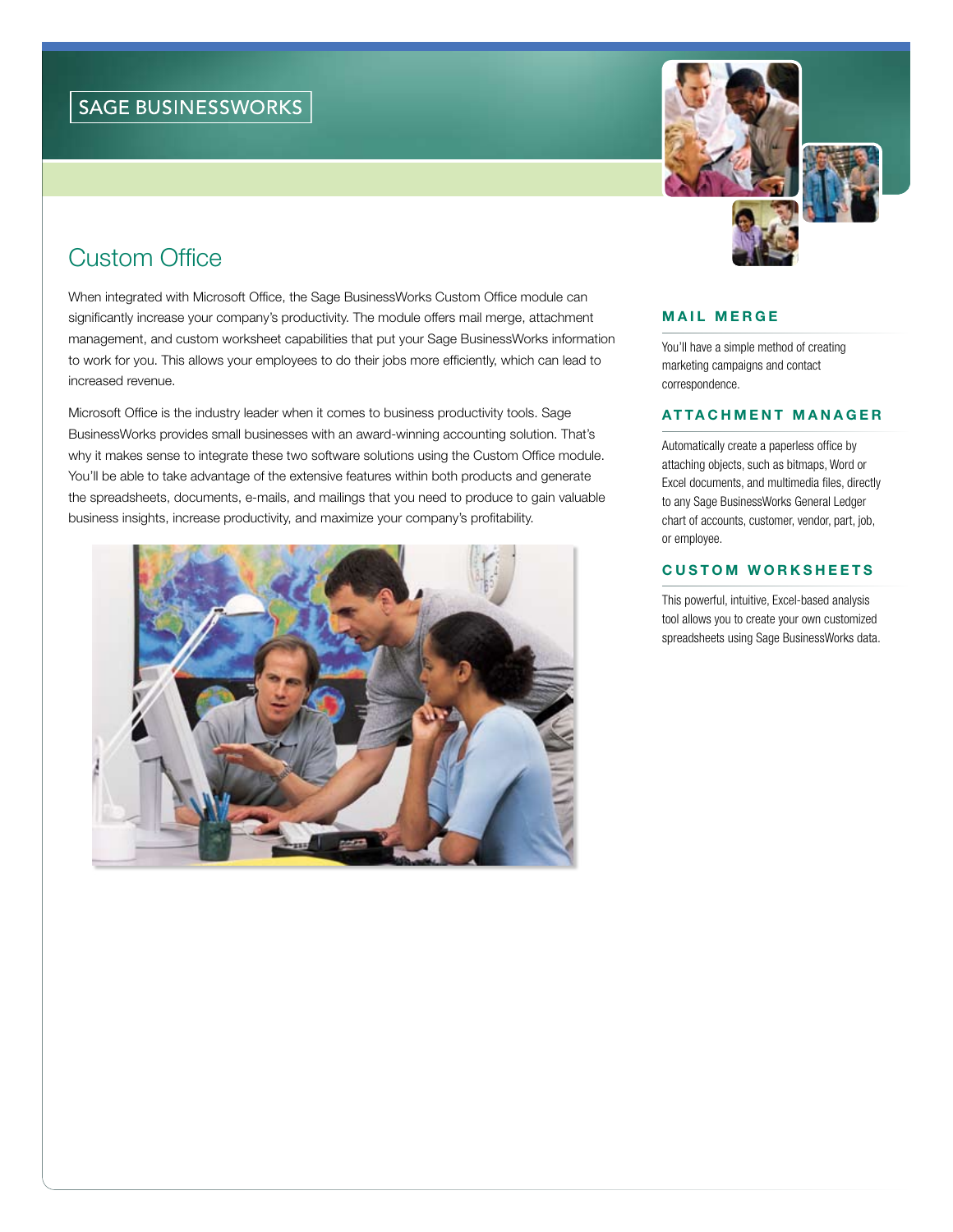SAGE BUSINESSWORKS

# Custom Office

When integrated with Microsoft Office, the Sage BusinessWorks Custom Office module can significantly increase your company's productivity. The module offers mail merge, attachment management, and custom worksheet capabilities that put your Sage BusinessWorks information to work for you. This allows your employees to do their jobs more efficiently, which can lead to increased revenue.

Microsoft Office is the industry leader when it comes to business productivity tools. Sage BusinessWorks provides small businesses with an award-winning accounting solution. That's why it makes sense to integrate these two software solutions using the Custom Office module. You'll be able to take advantage of the extensive features within both products and generate the spreadsheets, documents, e-mails, and mailings that you need to produce to gain valuable business insights, increase productivity, and maximize your company's profitability.

## MAIL MERGE

You'll have a simple method of creating marketing campaigns and contact correspondence.

## ATTACHMENT MANAGER

Automatically create a paperless office by attaching objects, such as bitmaps, Word or Excel documents, and multimedia files, directly to any Sage BusinessWorks General Ledger chart of accounts, customer, vendor, part, job, or employee.

## CUSTOM WORKSHEETS

This powerful, intuitive, Excel-based analysis tool allows you to create your own customized spreadsheets using Sage BusinessWorks data.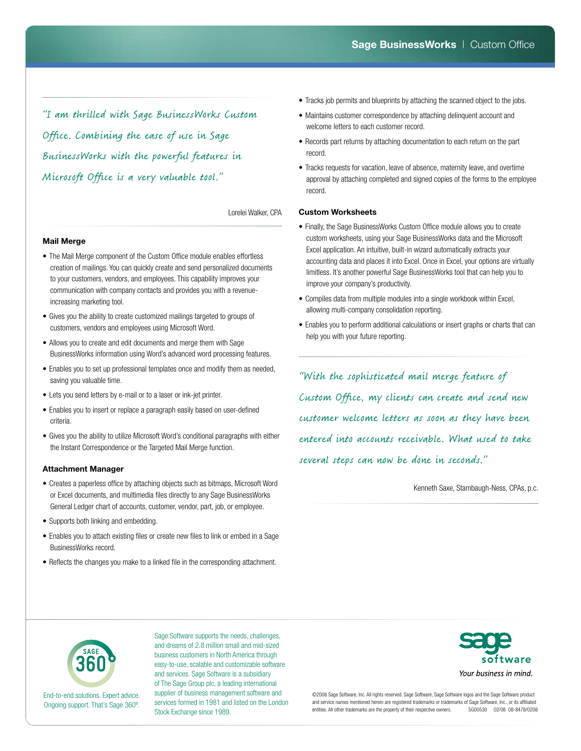> "I am thrilled with Sage BusinessWorks Custom Office. Combining the ease of use in Sage BusinessWorks with the powerful features in Microsoft Office is a very valuable tool."

Lorelei Walker, CPA

### Mail Merge

- The Mail Merge component of the Custom Office module enables effortless creation of mailings. You can quickly create and send personalized documents to your customers, vendors, and employees. This capability improves your communication with company contacts and provides you with a revenue-increasing marketing tool.
- Gives you the ability to create customized mailings targeted to groups of customers, vendors and employees using Microsoft Word.
- Allows you to create and edit documents and merge them with Sage BusinessWorks information using Word's advanced word processing features.
- Enables you to set up professional templates once and modify them as needed, saving you valuable time.
- Lets you send letters by e-mail or to a laser or ink-jet printer.
- Enables you to insert or replace a paragraph easily based on user-defined criteria.
- Gives you the ability to utilize Microsoft Word's conditional paragraphs with either the Instant Correspondence or the Targeted Mail Merge function.

### Attachment Manager

- Creates a paperless office by attaching objects such as bitmaps, Microsoft Word or Excel documents, and multimedia files directly to any Sage BusinessWorks General Ledger chart of accounts, customer, vendor, part, job, or employee.
- Supports both linking and embedding.
- Enables you to attach existing files or create new files to link or embed in a Sage BusinessWorks record.
- Reflects the changes you make to a linked file in the corresponding attachment.
- Tracks job permits and blueprints by attaching the scanned object to the jobs.
- Maintains customer correspondence by attaching delinquent account and welcome letters to each customer record.
- Records part returns by attaching documentation to each return on the part record.
- Tracks requests for vacation, leave of absence, maternity leave, and overtime approval by attaching completed and signed copies of the forms to the employee record.

### Custom Worksheets

- Finally, the Sage BusinessWorks Custom Office module allows you to create custom worksheets, using your Sage BusinessWorks data and the Microsoft Excel application. An intuitive, built-in wizard automatically extracts your accounting data and places it into Excel. Once in Excel, your options are virtually limitless. It's another powerful Sage BusinessWorks tool that can help you to improve your company's productivity.
- Compiles data from multiple modules into a single workbook within Excel, allowing multi-company consolidation reporting.
- Enables you to perform additional calculations or insert graphs or charts that can help you with your future reporting.

> "With the sophisticated mail merge feature of Custom Office, my clients can create and send new customer welcome letters as soon as they have been entered into accounts receivable. What used to take several steps can now be done in seconds."

Kenneth Saxe, Stambaugh-Ness, CPAs, p.c.

End-to-end solutions. Expert advice. Ongoing support. That's Sage 360º.

Sage Software supports the needs, challenges, and dreams of 2.8 million small and mid-sized business customers in North America through easy-to-use, scalable and customizable software and services. Sage Software is a subsidiary of The Sage Group plc, a leading international supplier of business management software and services formed in 1981 and listed on the London Stock Exchange since 1989.

sage software — Your business in mind.

©2008 Sage Software, Inc. All rights reserved. Sage Software, Sage Software logos and the Sage Software product and service names mentioned herein are registered trademarks or trademarks of Sage Software, Inc., or its affiliated entities. All other trademarks are the property of their respective owners. 5G00530 02/08 08-8478/0208